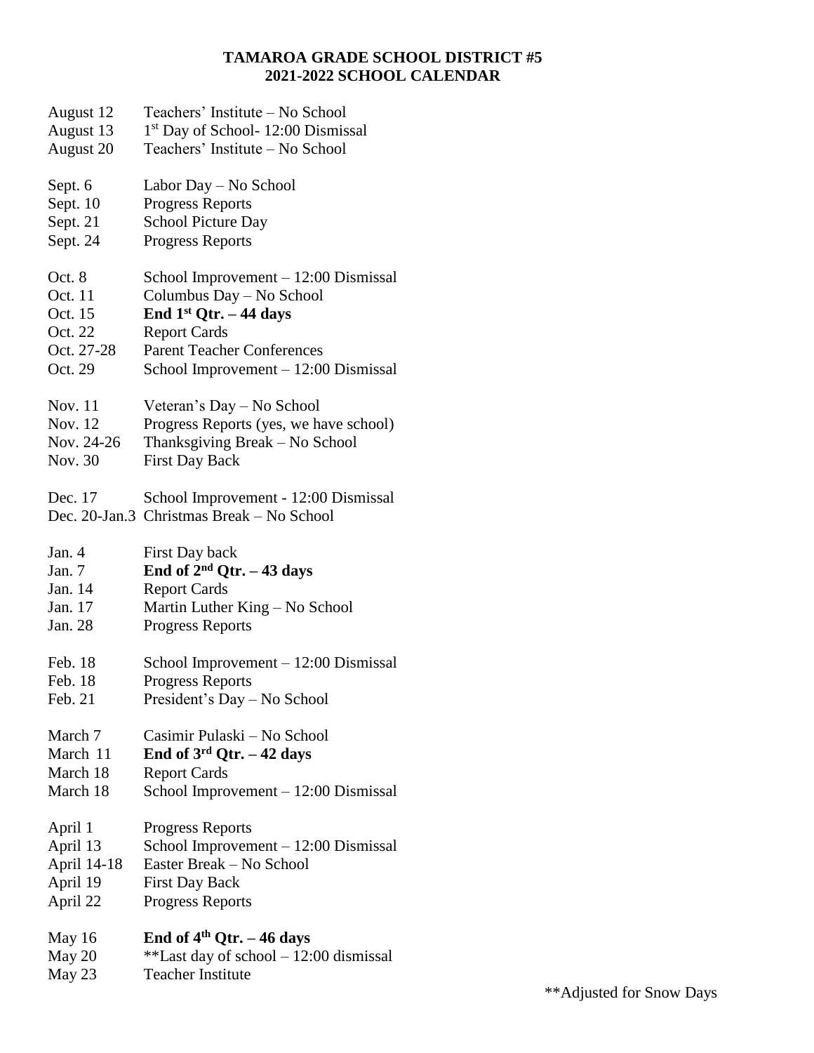# TAMAROA GRADE SCHOOL DISTRICT #5
## 2021-2022 SCHOOL CALENDAR

| | |
|---|---|
| August 12 | Teachers' Institute – No School |
| August 13 | 1st Day of School- 12:00 Dismissal |
| August 20 | Teachers' Institute – No School |
| | |
| Sept. 6 | Labor Day – No School |
| Sept. 10 | Progress Reports |
| Sept. 21 | School Picture Day |
| Sept. 24 | Progress Reports |
| | |
| Oct. 8 | School Improvement – 12:00 Dismissal |
| Oct. 11 | Columbus Day – No School |
| Oct. 15 | **End 1st Qtr. – 44 days** |
| Oct. 22 | Report Cards |
| Oct. 27-28 | Parent Teacher Conferences |
| Oct. 29 | School Improvement – 12:00 Dismissal |
| | |
| Nov. 11 | Veteran's Day – No School |
| Nov. 12 | Progress Reports (yes, we have school) |
| Nov. 24-26 | Thanksgiving Break – No School |
| Nov. 30 | First Day Back |
| | |
| Dec. 17 | School Improvement - 12:00 Dismissal |
| Dec. 20-Jan.3 | Christmas Break – No School |
| | |
| Jan. 4 | First Day back |
| Jan. 7 | **End of 2nd Qtr. – 43 days** |
| Jan. 14 | Report Cards |
| Jan. 17 | Martin Luther King – No School |
| Jan. 28 | Progress Reports |
| | |
| Feb. 18 | School Improvement – 12:00 Dismissal |
| Feb. 18 | Progress Reports |
| Feb. 21 | President's Day – No School |
| | |
| March 7 | Casimir Pulaski – No School |
| March 11 | **End of 3rd Qtr. – 42 days** |
| March 18 | Report Cards |
| March 18 | School Improvement – 12:00 Dismissal |
| | |
| April 1 | Progress Reports |
| April 13 | School Improvement – 12:00 Dismissal |
| April 14-18 | Easter Break – No School |
| April 19 | First Day Back |
| April 22 | Progress Reports |
| | |
| May 16 | **End of 4th Qtr. – 46 days** |
| May 20 | **Last day of school – 12:00 dismissal |
| May 23 | Teacher Institute |

**Adjusted for Snow Days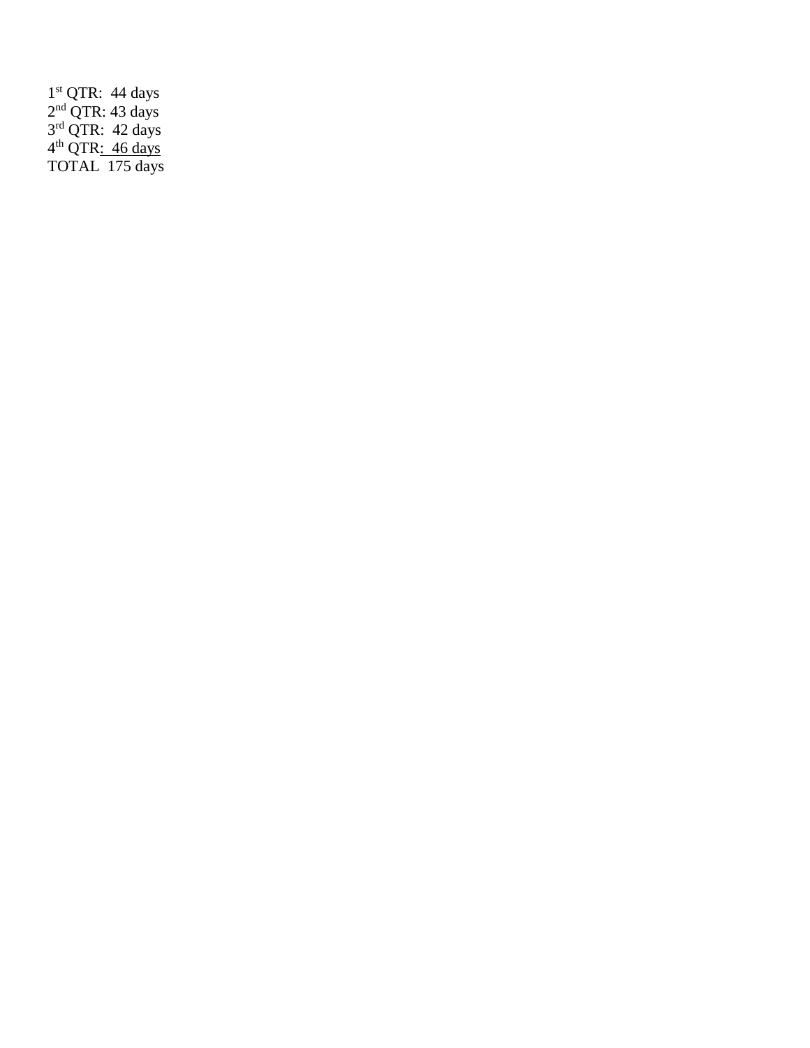1st QTR: 44 days
2nd QTR: 43 days
3rd QTR: 42 days
4th QTR: 46 days
TOTAL 175 days